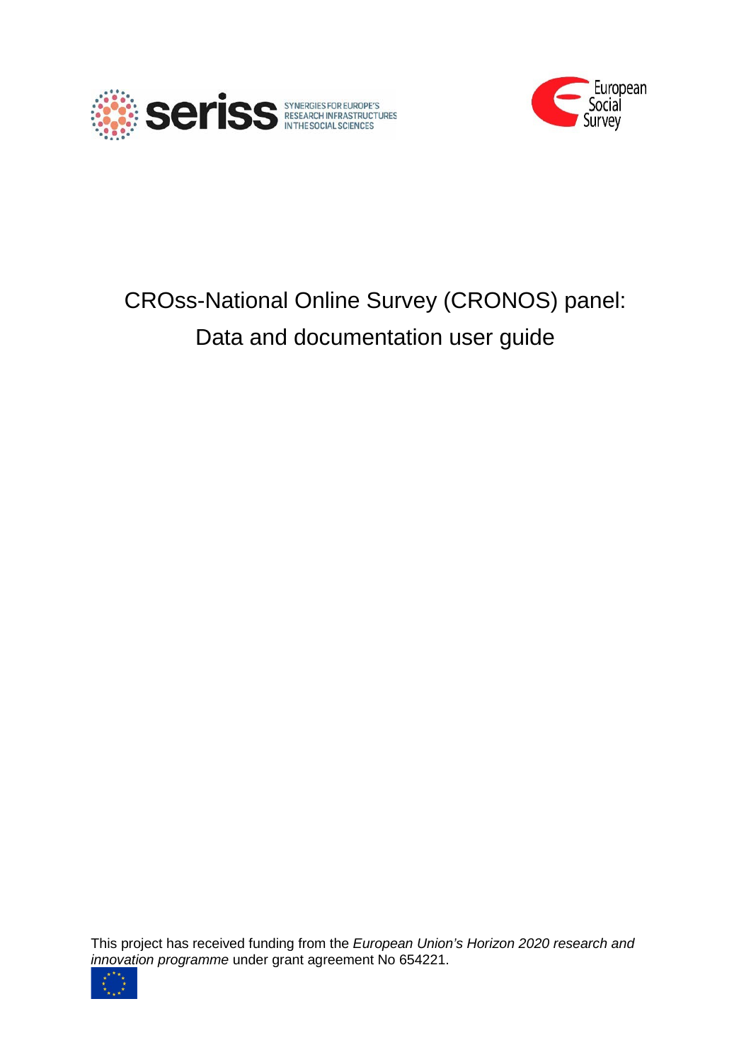# CROss-National Online Survey (CRONOS) panel: Data and documentation user guide

This project has received funding from the *European Union's Horizon 2020 research and innovation programme* under grant agreement No 654221.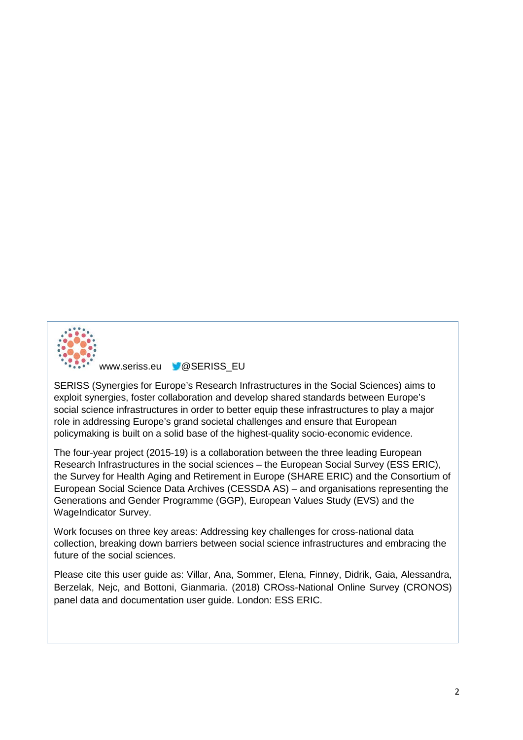www.seriss.eu @SERISS_EU

SERISS (Synergies for Europe's Research Infrastructures in the Social Sciences) aims to exploit synergies, foster collaboration and develop shared standards between Europe's social science infrastructures in order to better equip these infrastructures to play a major role in addressing Europe's grand societal challenges and ensure that European policymaking is built on a solid base of the highest-quality socio-economic evidence.

The four-year project (2015-19) is a collaboration between the three leading European Research Infrastructures in the social sciences – the European Social Survey (ESS ERIC), the Survey for Health Aging and Retirement in Europe (SHARE ERIC) and the Consortium of European Social Science Data Archives (CESSDA AS) – and organisations representing the Generations and Gender Programme (GGP), European Values Study (EVS) and the WageIndicator Survey.

Work focuses on three key areas: Addressing key challenges for cross-national data collection, breaking down barriers between social science infrastructures and embracing the future of the social sciences.

Please cite this user guide as: Villar, Ana, Sommer, Elena, Finnøy, Didrik, Gaia, Alessandra, Berzelak, Nejc, and Bottoni, Gianmaria. (2018) CROss-National Online Survey (CRONOS) panel data and documentation user guide. London: ESS ERIC.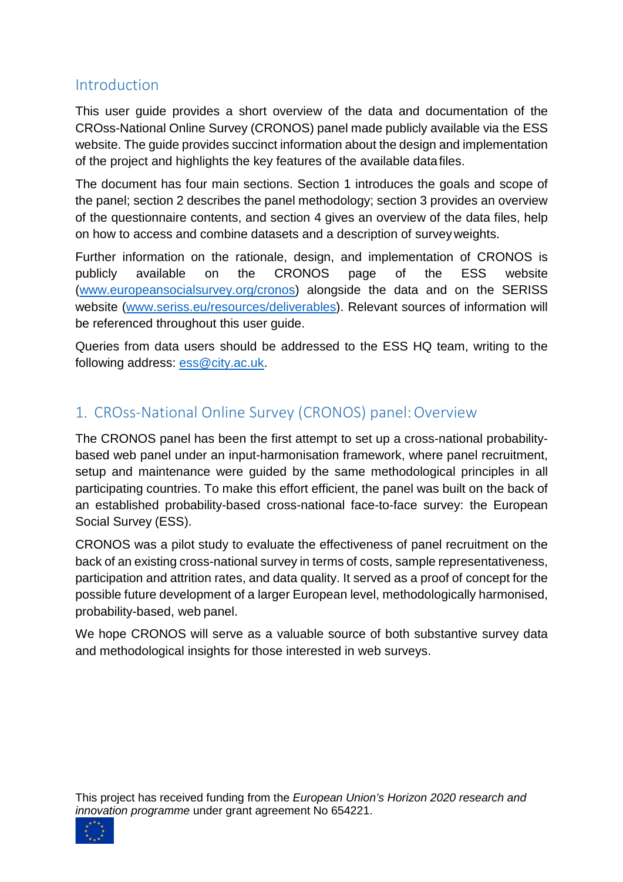## Introduction

This user guide provides a short overview of the data and documentation of the CROss-National Online Survey (CRONOS) panel made publicly available via the ESS website. The guide provides succinct information about the design and implementation of the project and highlights the key features of the available data files.

The document has four main sections. Section 1 introduces the goals and scope of the panel; section 2 describes the panel methodology; section 3 provides an overview of the questionnaire contents, and section 4 gives an overview of the data files, help on how to access and combine datasets and a description of survey weights.

Further information on the rationale, design, and implementation of CRONOS is publicly available on the CRONOS page of the ESS website (www.europeansocialsurvey.org/cronos) alongside the data and on the SERISS website (www.seriss.eu/resources/deliverables). Relevant sources of information will be referenced throughout this user guide.

Queries from data users should be addressed to the ESS HQ team, writing to the following address: ess@city.ac.uk.

## 1. CROss-National Online Survey (CRONOS) panel: Overview

The CRONOS panel has been the first attempt to set up a cross-national probability-based web panel under an input-harmonisation framework, where panel recruitment, setup and maintenance were guided by the same methodological principles in all participating countries. To make this effort efficient, the panel was built on the back of an established probability-based cross-national face-to-face survey: the European Social Survey (ESS).

CRONOS was a pilot study to evaluate the effectiveness of panel recruitment on the back of an existing cross-national survey in terms of costs, sample representativeness, participation and attrition rates, and data quality. It served as a proof of concept for the possible future development of a larger European level, methodologically harmonised, probability-based, web panel.

We hope CRONOS will serve as a valuable source of both substantive survey data and methodological insights for those interested in web surveys.

This project has received funding from the *European Union's Horizon 2020 research and innovation programme* under grant agreement No 654221.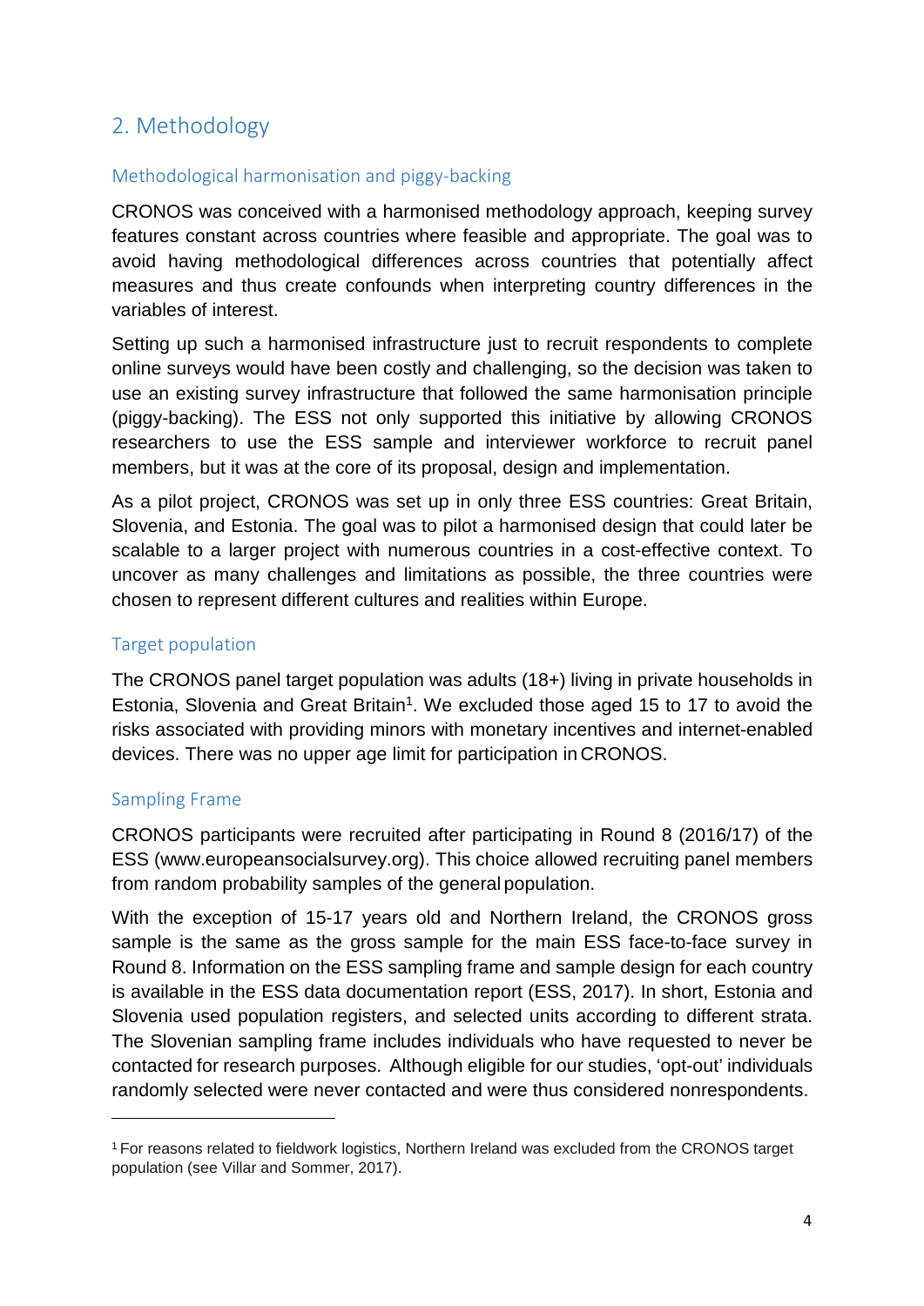## 2. Methodology

### Methodological harmonisation and piggy-backing

CRONOS was conceived with a harmonised methodology approach, keeping survey features constant across countries where feasible and appropriate. The goal was to avoid having methodological differences across countries that potentially affect measures and thus create confounds when interpreting country differences in the variables of interest.

Setting up such a harmonised infrastructure just to recruit respondents to complete online surveys would have been costly and challenging, so the decision was taken to use an existing survey infrastructure that followed the same harmonisation principle (piggy-backing). The ESS not only supported this initiative by allowing CRONOS researchers to use the ESS sample and interviewer workforce to recruit panel members, but it was at the core of its proposal, design and implementation.

As a pilot project, CRONOS was set up in only three ESS countries: Great Britain, Slovenia, and Estonia. The goal was to pilot a harmonised design that could later be scalable to a larger project with numerous countries in a cost-effective context. To uncover as many challenges and limitations as possible, the three countries were chosen to represent different cultures and realities within Europe.

### Target population

The CRONOS panel target population was adults (18+) living in private households in Estonia, Slovenia and Great Britain[1]. We excluded those aged 15 to 17 to avoid the risks associated with providing minors with monetary incentives and internet-enabled devices. There was no upper age limit for participation in CRONOS.

### Sampling Frame

CRONOS participants were recruited after participating in Round 8 (2016/17) of the ESS (www.europeansocialsurvey.org). This choice allowed recruiting panel members from random probability samples of the general population.

With the exception of 15-17 years old and Northern Ireland, the CRONOS gross sample is the same as the gross sample for the main ESS face-to-face survey in Round 8. Information on the ESS sampling frame and sample design for each country is available in the ESS data documentation report (ESS, 2017). In short, Estonia and Slovenia used population registers, and selected units according to different strata. The Slovenian sampling frame includes individuals who have requested to never be contacted for research purposes. Although eligible for our studies, 'opt-out' individuals randomly selected were never contacted and were thus considered nonrespondents.

---

[1] For reasons related to fieldwork logistics, Northern Ireland was excluded from the CRONOS target population (see Villar and Sommer, 2017).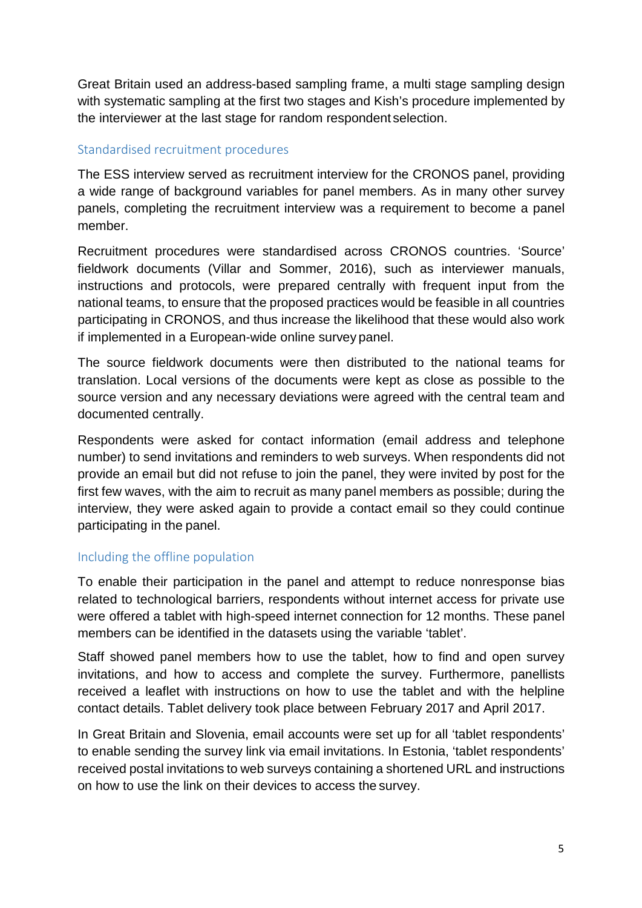Great Britain used an address-based sampling frame, a multi stage sampling design with systematic sampling at the first two stages and Kish's procedure implemented by the interviewer at the last stage for random respondent selection.

### Standardised recruitment procedures

The ESS interview served as recruitment interview for the CRONOS panel, providing a wide range of background variables for panel members. As in many other survey panels, completing the recruitment interview was a requirement to become a panel member.

Recruitment procedures were standardised across CRONOS countries. 'Source' fieldwork documents (Villar and Sommer, 2016), such as interviewer manuals, instructions and protocols, were prepared centrally with frequent input from the national teams, to ensure that the proposed practices would be feasible in all countries participating in CRONOS, and thus increase the likelihood that these would also work if implemented in a European-wide online survey panel.

The source fieldwork documents were then distributed to the national teams for translation. Local versions of the documents were kept as close as possible to the source version and any necessary deviations were agreed with the central team and documented centrally.

Respondents were asked for contact information (email address and telephone number) to send invitations and reminders to web surveys. When respondents did not provide an email but did not refuse to join the panel, they were invited by post for the first few waves, with the aim to recruit as many panel members as possible; during the interview, they were asked again to provide a contact email so they could continue participating in the panel.

### Including the offline population

To enable their participation in the panel and attempt to reduce nonresponse bias related to technological barriers, respondents without internet access for private use were offered a tablet with high-speed internet connection for 12 months. These panel members can be identified in the datasets using the variable 'tablet'.

Staff showed panel members how to use the tablet, how to find and open survey invitations, and how to access and complete the survey. Furthermore, panellists received a leaflet with instructions on how to use the tablet and with the helpline contact details. Tablet delivery took place between February 2017 and April 2017.

In Great Britain and Slovenia, email accounts were set up for all 'tablet respondents' to enable sending the survey link via email invitations. In Estonia, 'tablet respondents' received postal invitations to web surveys containing a shortened URL and instructions on how to use the link on their devices to access the survey.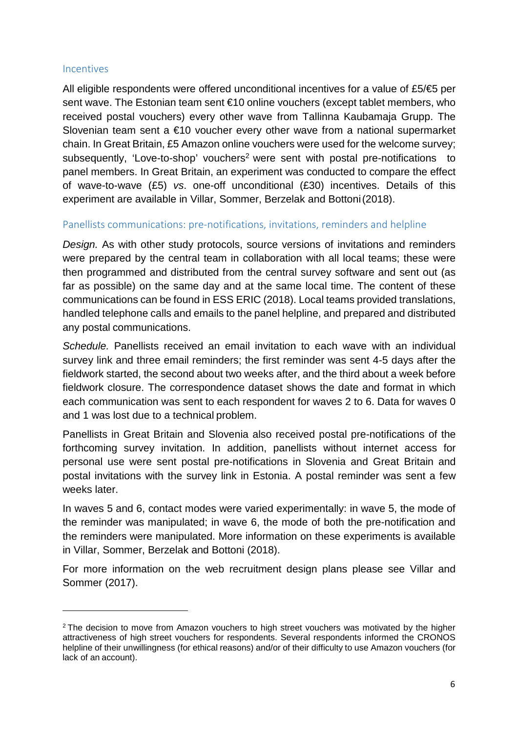## Incentives

All eligible respondents were offered unconditional incentives for a value of £5/€5 per sent wave. The Estonian team sent €10 online vouchers (except tablet members, who received postal vouchers) every other wave from Tallinna Kaubamaja Grupp. The Slovenian team sent a €10 voucher every other wave from a national supermarket chain. In Great Britain, £5 Amazon online vouchers were used for the welcome survey; subsequently, 'Love-to-shop' vouchers[2] were sent with postal pre-notifications to panel members. In Great Britain, an experiment was conducted to compare the effect of wave-to-wave (£5) *vs*. one-off unconditional (£30) incentives. Details of this experiment are available in Villar, Sommer, Berzelak and Bottoni (2018).

## Panellists communications: pre-notifications, invitations, reminders and helpline

*Design.* As with other study protocols, source versions of invitations and reminders were prepared by the central team in collaboration with all local teams; these were then programmed and distributed from the central survey software and sent out (as far as possible) on the same day and at the same local time. The content of these communications can be found in ESS ERIC (2018). Local teams provided translations, handled telephone calls and emails to the panel helpline, and prepared and distributed any postal communications.

*Schedule.* Panellists received an email invitation to each wave with an individual survey link and three email reminders; the first reminder was sent 4-5 days after the fieldwork started, the second about two weeks after, and the third about a week before fieldwork closure. The correspondence dataset shows the date and format in which each communication was sent to each respondent for waves 2 to 6. Data for waves 0 and 1 was lost due to a technical problem.

Panellists in Great Britain and Slovenia also received postal pre-notifications of the forthcoming survey invitation. In addition, panellists without internet access for personal use were sent postal pre-notifications in Slovenia and Great Britain and postal invitations with the survey link in Estonia. A postal reminder was sent a few weeks later.

In waves 5 and 6, contact modes were varied experimentally: in wave 5, the mode of the reminder was manipulated; in wave 6, the mode of both the pre-notification and the reminders were manipulated. More information on these experiments is available in Villar, Sommer, Berzelak and Bottoni (2018).

For more information on the web recruitment design plans please see Villar and Sommer (2017).

---

[2] The decision to move from Amazon vouchers to high street vouchers was motivated by the higher attractiveness of high street vouchers for respondents. Several respondents informed the CRONOS helpline of their unwillingness (for ethical reasons) and/or of their difficulty to use Amazon vouchers (for lack of an account).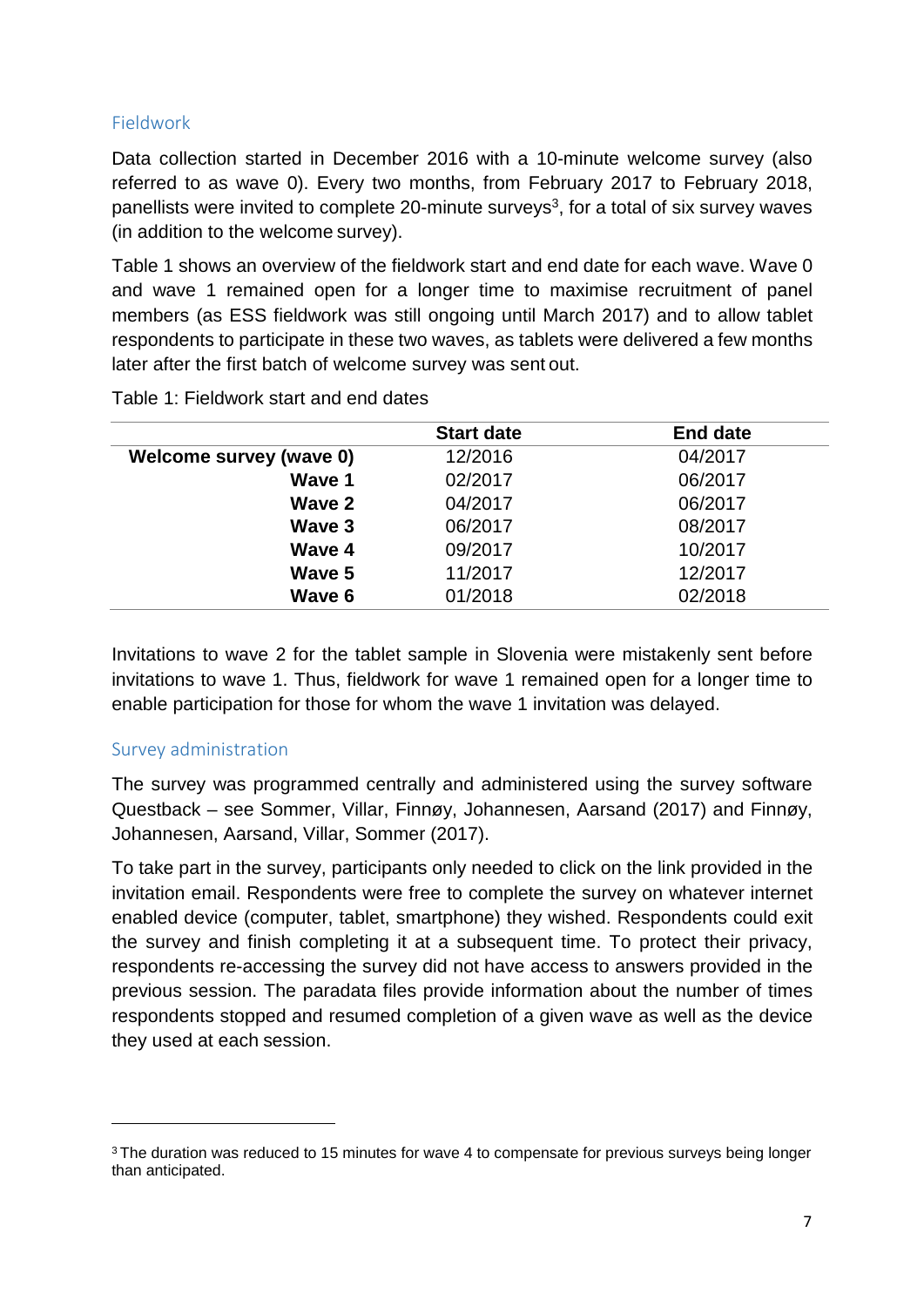## Fieldwork

Data collection started in December 2016 with a 10-minute welcome survey (also referred to as wave 0). Every two months, from February 2017 to February 2018, panellists were invited to complete 20-minute surveys[3], for a total of six survey waves (in addition to the welcome survey).

Table 1 shows an overview of the fieldwork start and end date for each wave. Wave 0 and wave 1 remained open for a longer time to maximise recruitment of panel members (as ESS fieldwork was still ongoing until March 2017) and to allow tablet respondents to participate in these two waves, as tablets were delivered a few months later after the first batch of welcome survey was sent out.

Table 1: Fieldwork start and end dates

| | Start date | End date |
|---|---|---|
| **Welcome survey (wave 0)** | 12/2016 | 04/2017 |
| **Wave 1** | 02/2017 | 06/2017 |
| **Wave 2** | 04/2017 | 06/2017 |
| **Wave 3** | 06/2017 | 08/2017 |
| **Wave 4** | 09/2017 | 10/2017 |
| **Wave 5** | 11/2017 | 12/2017 |
| **Wave 6** | 01/2018 | 02/2018 |

Invitations to wave 2 for the tablet sample in Slovenia were mistakenly sent before invitations to wave 1. Thus, fieldwork for wave 1 remained open for a longer time to enable participation for those for whom the wave 1 invitation was delayed.

## Survey administration

The survey was programmed centrally and administered using the survey software Questback – see Sommer, Villar, Finnøy, Johannesen, Aarsand (2017) and Finnøy, Johannesen, Aarsand, Villar, Sommer (2017).

To take part in the survey, participants only needed to click on the link provided in the invitation email. Respondents were free to complete the survey on whatever internet enabled device (computer, tablet, smartphone) they wished. Respondents could exit the survey and finish completing it at a subsequent time. To protect their privacy, respondents re-accessing the survey did not have access to answers provided in the previous session. The paradata files provide information about the number of times respondents stopped and resumed completion of a given wave as well as the device they used at each session.

[3] The duration was reduced to 15 minutes for wave 4 to compensate for previous surveys being longer than anticipated.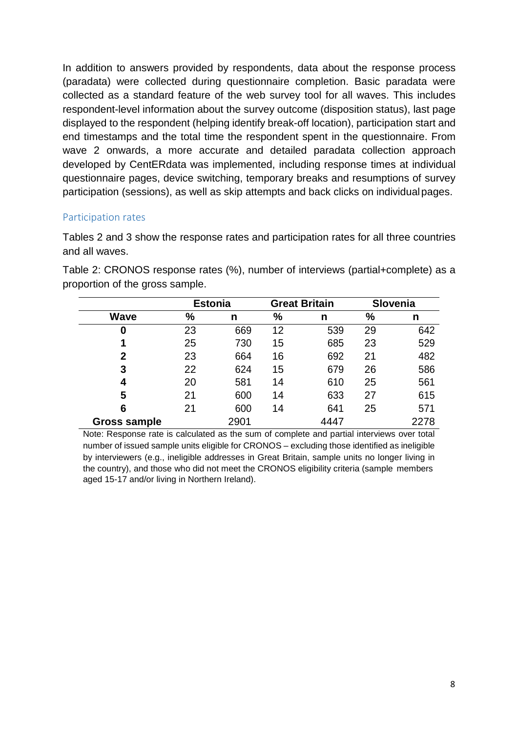In addition to answers provided by respondents, data about the response process (paradata) were collected during questionnaire completion. Basic paradata were collected as a standard feature of the web survey tool for all waves. This includes respondent-level information about the survey outcome (disposition status), last page displayed to the respondent (helping identify break-off location), participation start and end timestamps and the total time the respondent spent in the questionnaire. From wave 2 onwards, a more accurate and detailed paradata collection approach developed by CentERdata was implemented, including response times at individual questionnaire pages, device switching, temporary breaks and resumptions of survey participation (sessions), as well as skip attempts and back clicks on individual pages.

## Participation rates

Tables 2 and 3 show the response rates and participation rates for all three countries and all waves.

Table 2: CRONOS response rates (%), number of interviews (partial+complete) as a proportion of the gross sample.

| | Estonia | | Great Britain | | Slovenia | |
|---|---|---|---|---|---|---|
| **Wave** | **%** | **n** | **%** | **n** | **%** | **n** |
| **0** | 23 | 669 | 12 | 539 | 29 | 642 |
| **1** | 25 | 730 | 15 | 685 | 23 | 529 |
| **2** | 23 | 664 | 16 | 692 | 21 | 482 |
| **3** | 22 | 624 | 15 | 679 | 26 | 586 |
| **4** | 20 | 581 | 14 | 610 | 25 | 561 |
| **5** | 21 | 600 | 14 | 633 | 27 | 615 |
| **6** | 21 | 600 | 14 | 641 | 25 | 571 |
| **Gross sample** | | 2901 | | 4447 | | 2278 |

Note: Response rate is calculated as the sum of complete and partial interviews over total number of issued sample units eligible for CRONOS – excluding those identified as ineligible by interviewers (e.g., ineligible addresses in Great Britain, sample units no longer living in the country), and those who did not meet the CRONOS eligibility criteria (sample members aged 15-17 and/or living in Northern Ireland).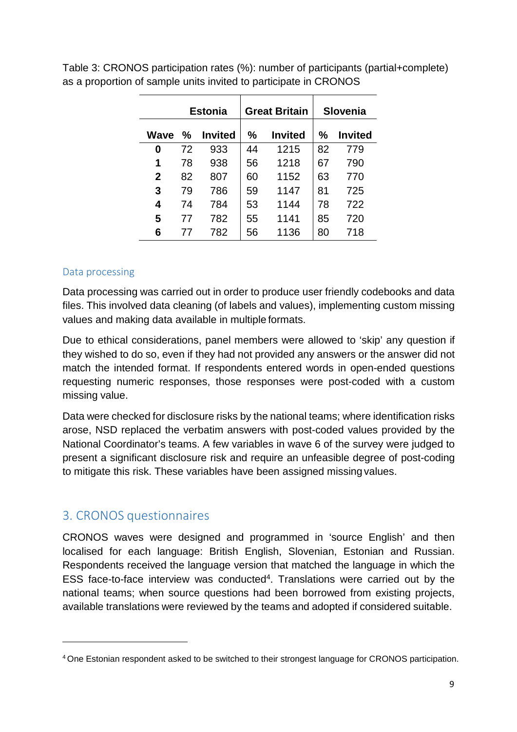Table 3: CRONOS participation rates (%): number of participants (partial+complete) as a proportion of sample units invited to participate in CRONOS

| | Estonia | | Great Britain | | Slovenia | |
|---|---|---|---|---|---|---|
| **Wave** | **%** | **Invited** | **%** | **Invited** | **%** | **Invited** |
| **0** | 72 | 933 | 44 | 1215 | 82 | 779 |
| **1** | 78 | 938 | 56 | 1218 | 67 | 790 |
| **2** | 82 | 807 | 60 | 1152 | 63 | 770 |
| **3** | 79 | 786 | 59 | 1147 | 81 | 725 |
| **4** | 74 | 784 | 53 | 1144 | 78 | 722 |
| **5** | 77 | 782 | 55 | 1141 | 85 | 720 |
| **6** | 77 | 782 | 56 | 1136 | 80 | 718 |

### Data processing

Data processing was carried out in order to produce user friendly codebooks and data files. This involved data cleaning (of labels and values), implementing custom missing values and making data available in multiple formats.

Due to ethical considerations, panel members were allowed to 'skip' any question if they wished to do so, even if they had not provided any answers or the answer did not match the intended format. If respondents entered words in open-ended questions requesting numeric responses, those responses were post-coded with a custom missing value.

Data were checked for disclosure risks by the national teams; where identification risks arose, NSD replaced the verbatim answers with post-coded values provided by the National Coordinator's teams. A few variables in wave 6 of the survey were judged to present a significant disclosure risk and require an unfeasible degree of post-coding to mitigate this risk. These variables have been assigned missing values.

## 3. CRONOS questionnaires

CRONOS waves were designed and programmed in 'source English' and then localised for each language: British English, Slovenian, Estonian and Russian. Respondents received the language version that matched the language in which the ESS face-to-face interview was conducted[4]. Translations were carried out by the national teams; when source questions had been borrowed from existing projects, available translations were reviewed by the teams and adopted if considered suitable.

[4] One Estonian respondent asked to be switched to their strongest language for CRONOS participation.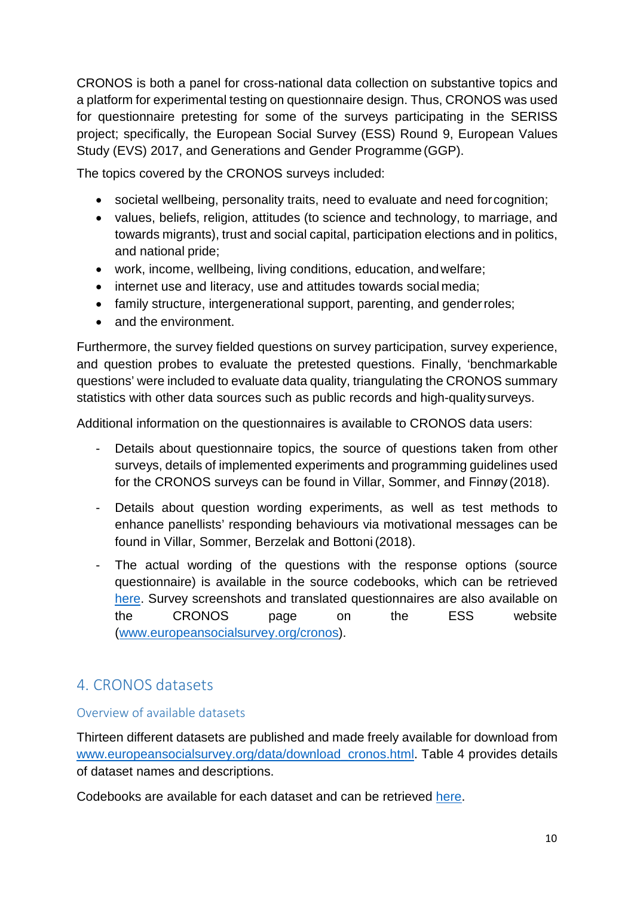CRONOS is both a panel for cross-national data collection on substantive topics and a platform for experimental testing on questionnaire design. Thus, CRONOS was used for questionnaire pretesting for some of the surveys participating in the SERISS project; specifically, the European Social Survey (ESS) Round 9, European Values Study (EVS) 2017, and Generations and Gender Programme (GGP).

The topics covered by the CRONOS surveys included:

- societal wellbeing, personality traits, need to evaluate and need for cognition;
- values, beliefs, religion, attitudes (to science and technology, to marriage, and towards migrants), trust and social capital, participation elections and in politics, and national pride;
- work, income, wellbeing, living conditions, education, and welfare;
- internet use and literacy, use and attitudes towards social media;
- family structure, intergenerational support, parenting, and gender roles;
- and the environment.

Furthermore, the survey fielded questions on survey participation, survey experience, and question probes to evaluate the pretested questions. Finally, 'benchmarkable questions' were included to evaluate data quality, triangulating the CRONOS summary statistics with other data sources such as public records and high-quality surveys.

Additional information on the questionnaires is available to CRONOS data users:

- Details about questionnaire topics, the source of questions taken from other surveys, details of implemented experiments and programming guidelines used for the CRONOS surveys can be found in Villar, Sommer, and Finnøy (2018).
- Details about question wording experiments, as well as test methods to enhance panellists' responding behaviours via motivational messages can be found in Villar, Sommer, Berzelak and Bottoni (2018).
- The actual wording of the questions with the response options (source questionnaire) is available in the source codebooks, which can be retrieved here. Survey screenshots and translated questionnaires are also available on the CRONOS page on the ESS website (www.europeansocialsurvey.org/cronos).

## 4. CRONOS datasets

### Overview of available datasets

Thirteen different datasets are published and made freely available for download from www.europeansocialsurvey.org/data/download_cronos.html. Table 4 provides details of dataset names and descriptions.

Codebooks are available for each dataset and can be retrieved here.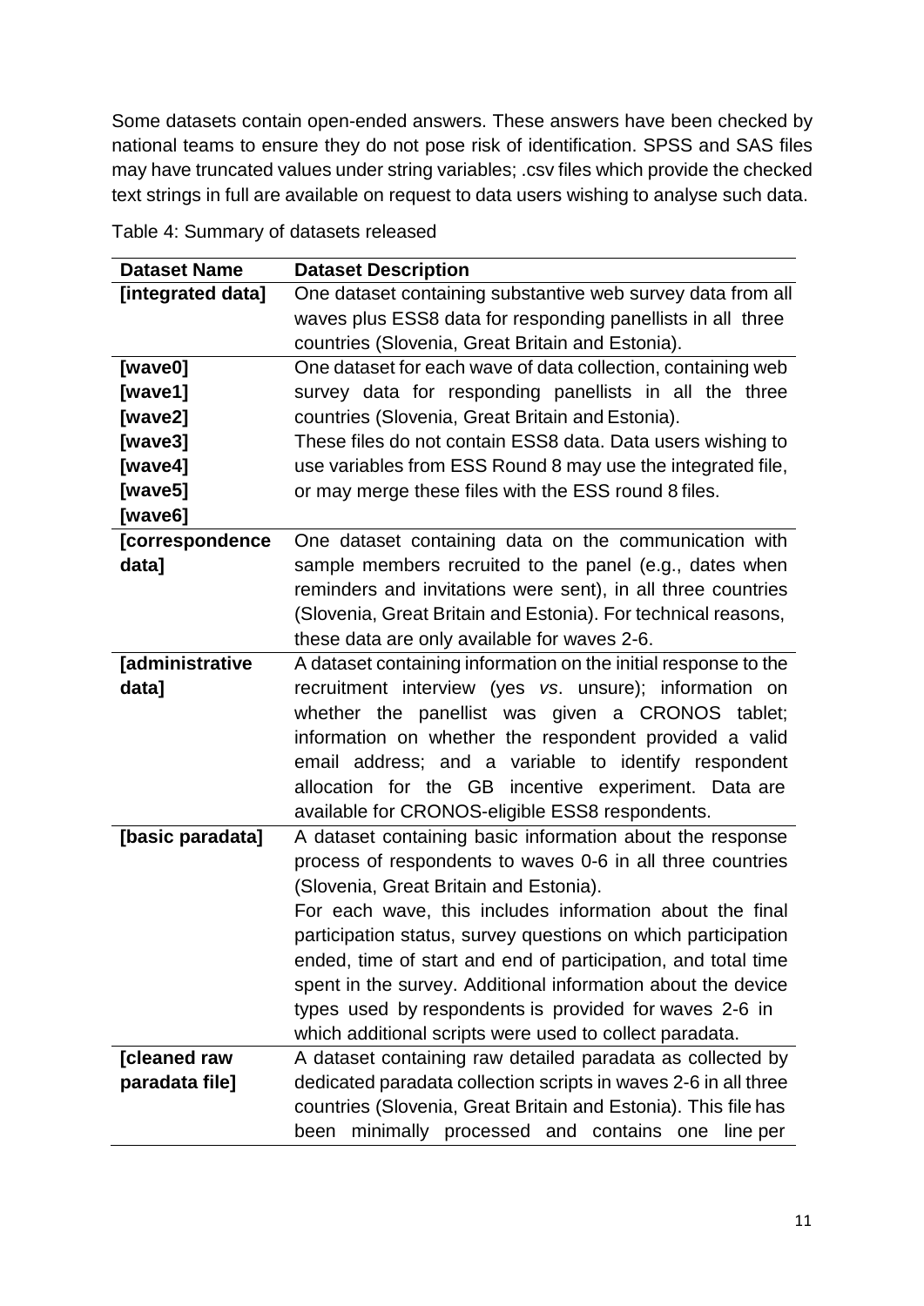Some datasets contain open-ended answers. These answers have been checked by national teams to ensure they do not pose risk of identification. SPSS and SAS files may have truncated values under string variables; .csv files which provide the checked text strings in full are available on request to data users wishing to analyse such data.

Table 4: Summary of datasets released

| Dataset Name | Dataset Description |
|---|---|
| **[integrated data]** | One dataset containing substantive web survey data from all waves plus ESS8 data for responding panellists in all three countries (Slovenia, Great Britain and Estonia). |
| **[wave0]**<br>**[wave1]**<br>**[wave2]**<br>**[wave3]**<br>**[wave4]**<br>**[wave5]**<br>**[wave6]** | One dataset for each wave of data collection, containing web survey data for responding panellists in all the three countries (Slovenia, Great Britain and Estonia).<br>These files do not contain ESS8 data. Data users wishing to use variables from ESS Round 8 may use the integrated file, or may merge these files with the ESS round 8 files. |
| **[correspondence data]** | One dataset containing data on the communication with sample members recruited to the panel (e.g., dates when reminders and invitations were sent), in all three countries (Slovenia, Great Britain and Estonia). For technical reasons, these data are only available for waves 2-6. |
| **[administrative data]** | A dataset containing information on the initial response to the recruitment interview (yes *vs*. unsure); information on whether the panellist was given a CRONOS tablet; information on whether the respondent provided a valid email address; and a variable to identify respondent allocation for the GB incentive experiment. Data are available for CRONOS-eligible ESS8 respondents. |
| **[basic paradata]** | A dataset containing basic information about the response process of respondents to waves 0-6 in all three countries (Slovenia, Great Britain and Estonia).<br>For each wave, this includes information about the final participation status, survey questions on which participation ended, time of start and end of participation, and total time spent in the survey. Additional information about the device types used by respondents is provided for waves 2-6 in which additional scripts were used to collect paradata. |
| **[cleaned raw paradata file]** | A dataset containing raw detailed paradata as collected by dedicated paradata collection scripts in waves 2-6 in all three countries (Slovenia, Great Britain and Estonia). This file has been minimally processed and contains one line per |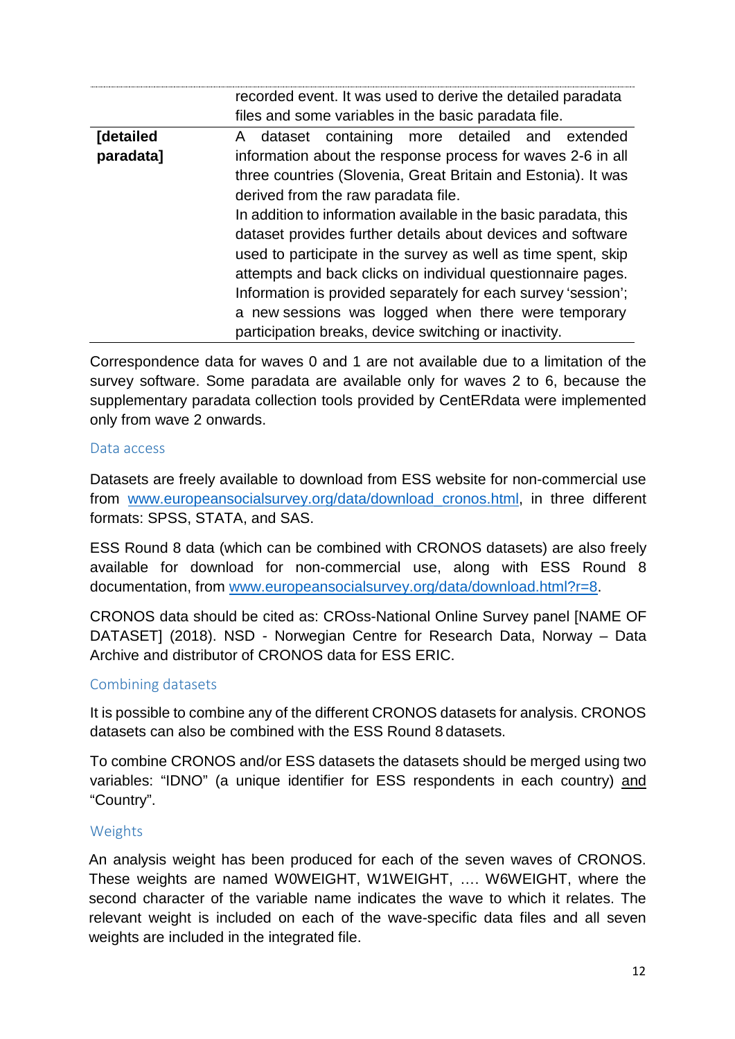|  |  |
| --- | --- |
|  | recorded event. It was used to derive the detailed paradata files and some variables in the basic paradata file. |
| **[detailed paradata]** | A dataset containing more detailed and extended information about the response process for waves 2-6 in all three countries (Slovenia, Great Britain and Estonia). It was derived from the raw paradata file. In addition to information available in the basic paradata, this dataset provides further details about devices and software used to participate in the survey as well as time spent, skip attempts and back clicks on individual questionnaire pages. Information is provided separately for each survey 'session'; a new sessions was logged when there were temporary participation breaks, device switching or inactivity. |

Correspondence data for waves 0 and 1 are not available due to a limitation of the survey software. Some paradata are available only for waves 2 to 6, because the supplementary paradata collection tools provided by CentERdata were implemented only from wave 2 onwards.

### Data access

Datasets are freely available to download from ESS website for non-commercial use from www.europeansocialsurvey.org/data/download_cronos.html, in three different formats: SPSS, STATA, and SAS.

ESS Round 8 data (which can be combined with CRONOS datasets) are also freely available for download for non-commercial use, along with ESS Round 8 documentation, from www.europeansocialsurvey.org/data/download.html?r=8.

CRONOS data should be cited as: CROss-National Online Survey panel [NAME OF DATASET] (2018). NSD - Norwegian Centre for Research Data, Norway – Data Archive and distributor of CRONOS data for ESS ERIC.

### Combining datasets

It is possible to combine any of the different CRONOS datasets for analysis. CRONOS datasets can also be combined with the ESS Round 8 datasets.

To combine CRONOS and/or ESS datasets the datasets should be merged using two variables: "IDNO" (a unique identifier for ESS respondents in each country) and "Country".

### Weights

An analysis weight has been produced for each of the seven waves of CRONOS. These weights are named W0WEIGHT, W1WEIGHT, …. W6WEIGHT, where the second character of the variable name indicates the wave to which it relates. The relevant weight is included on each of the wave-specific data files and all seven weights are included in the integrated file.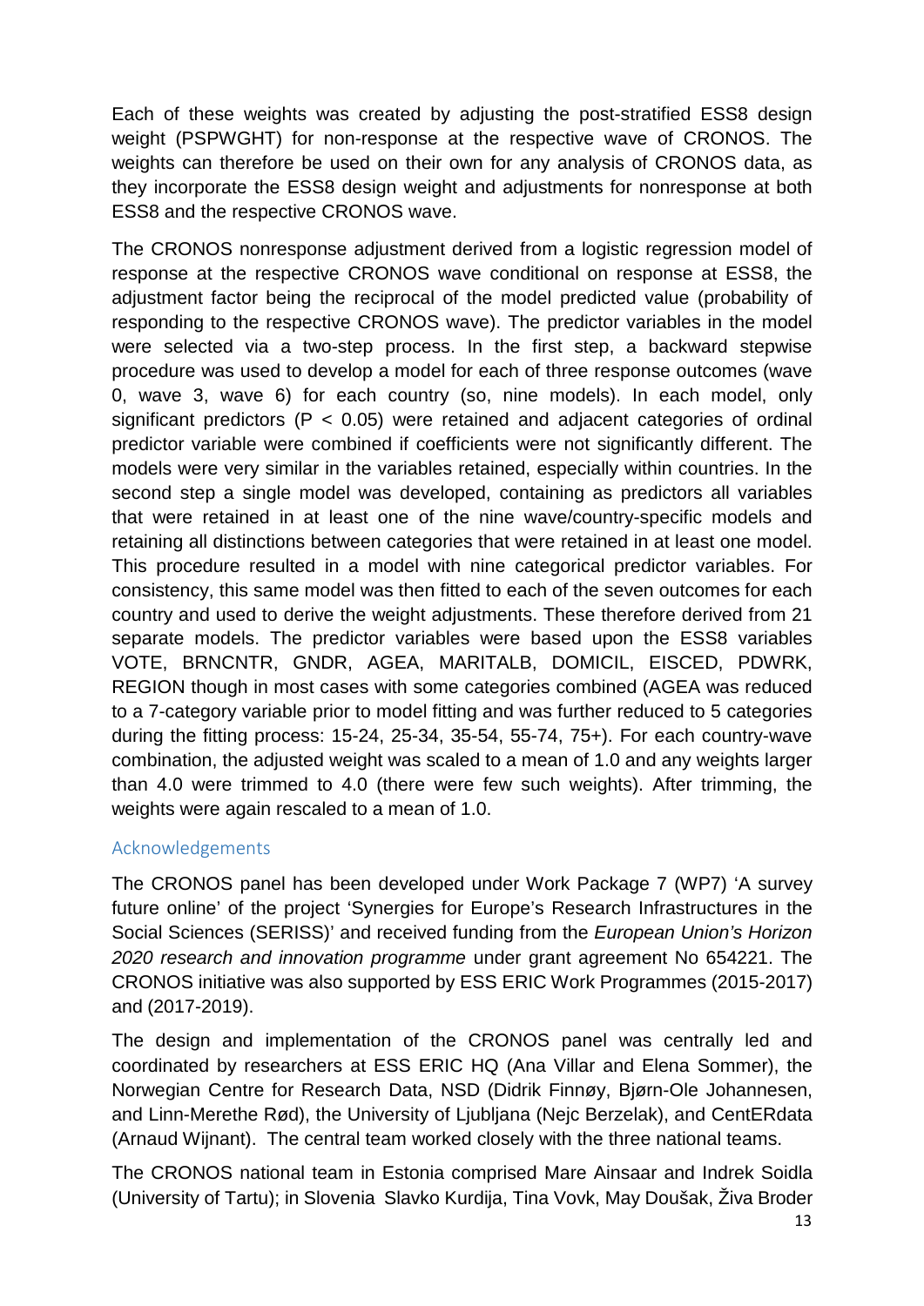Each of these weights was created by adjusting the post-stratified ESS8 design weight (PSPWGHT) for non-response at the respective wave of CRONOS. The weights can therefore be used on their own for any analysis of CRONOS data, as they incorporate the ESS8 design weight and adjustments for nonresponse at both ESS8 and the respective CRONOS wave.

The CRONOS nonresponse adjustment derived from a logistic regression model of response at the respective CRONOS wave conditional on response at ESS8, the adjustment factor being the reciprocal of the model predicted value (probability of responding to the respective CRONOS wave). The predictor variables in the model were selected via a two-step process. In the first step, a backward stepwise procedure was used to develop a model for each of three response outcomes (wave 0, wave 3, wave 6) for each country (so, nine models). In each model, only significant predictors ($P < 0.05$) were retained and adjacent categories of ordinal predictor variable were combined if coefficients were not significantly different. The models were very similar in the variables retained, especially within countries. In the second step a single model was developed, containing as predictors all variables that were retained in at least one of the nine wave/country-specific models and retaining all distinctions between categories that were retained in at least one model. This procedure resulted in a model with nine categorical predictor variables. For consistency, this same model was then fitted to each of the seven outcomes for each country and used to derive the weight adjustments. These therefore derived from 21 separate models. The predictor variables were based upon the ESS8 variables VOTE, BRNCNTR, GNDR, AGEA, MARITALB, DOMICIL, EISCED, PDWRK, REGION though in most cases with some categories combined (AGEA was reduced to a 7-category variable prior to model fitting and was further reduced to 5 categories during the fitting process: 15-24, 25-34, 35-54, 55-74, 75+). For each country-wave combination, the adjusted weight was scaled to a mean of 1.0 and any weights larger than 4.0 were trimmed to 4.0 (there were few such weights). After trimming, the weights were again rescaled to a mean of 1.0.

## Acknowledgements

The CRONOS panel has been developed under Work Package 7 (WP7) 'A survey future online' of the project 'Synergies for Europe's Research Infrastructures in the Social Sciences (SERISS)' and received funding from the *European Union's Horizon 2020 research and innovation programme* under grant agreement No 654221. The CRONOS initiative was also supported by ESS ERIC Work Programmes (2015-2017) and (2017-2019).

The design and implementation of the CRONOS panel was centrally led and coordinated by researchers at ESS ERIC HQ (Ana Villar and Elena Sommer), the Norwegian Centre for Research Data, NSD (Didrik Finnøy, Bjørn-Ole Johannesen, and Linn-Merethe Rød), the University of Ljubljana (Nejc Berzelak), and CentERdata (Arnaud Wijnant). The central team worked closely with the three national teams.

The CRONOS national team in Estonia comprised Mare Ainsaar and Indrek Soidla (University of Tartu); in Slovenia Slavko Kurdija, Tina Vovk, May Doušak, Živa Broder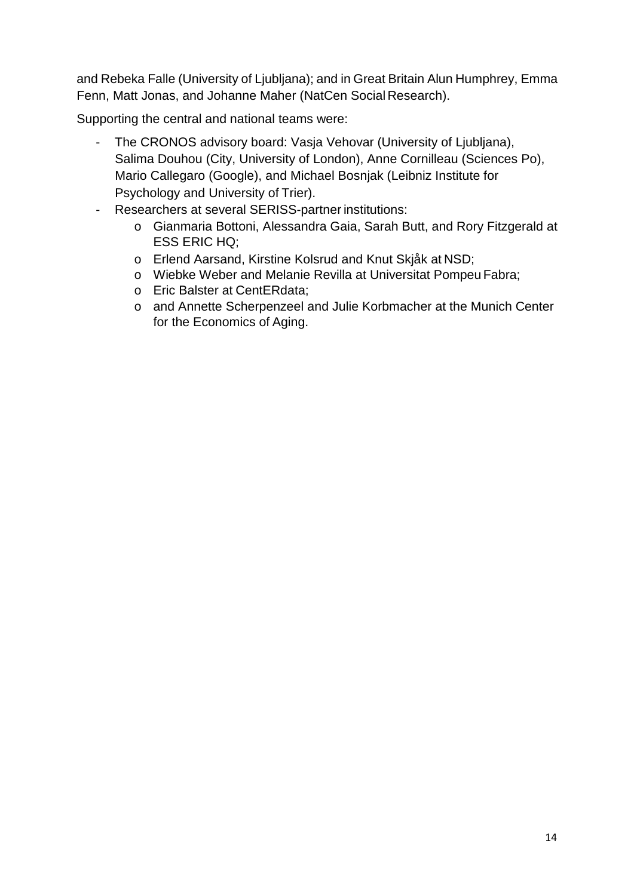and Rebeka Falle (University of Ljubljana); and in Great Britain Alun Humphrey, Emma Fenn, Matt Jonas, and Johanne Maher (NatCen Social Research).

Supporting the central and national teams were:

- The CRONOS advisory board: Vasja Vehovar (University of Ljubljana), Salima Douhou (City, University of London), Anne Cornilleau (Sciences Po), Mario Callegaro (Google), and Michael Bosnjak (Leibniz Institute for Psychology and University of Trier).
- Researchers at several SERISS-partner institutions:
  - Gianmaria Bottoni, Alessandra Gaia, Sarah Butt, and Rory Fitzgerald at ESS ERIC HQ;
  - Erlend Aarsand, Kirstine Kolsrud and Knut Skjåk at NSD;
  - Wiebke Weber and Melanie Revilla at Universitat Pompeu Fabra;
  - Eric Balster at CentERdata;
  - and Annette Scherpenzeel and Julie Korbmacher at the Munich Center for the Economics of Aging.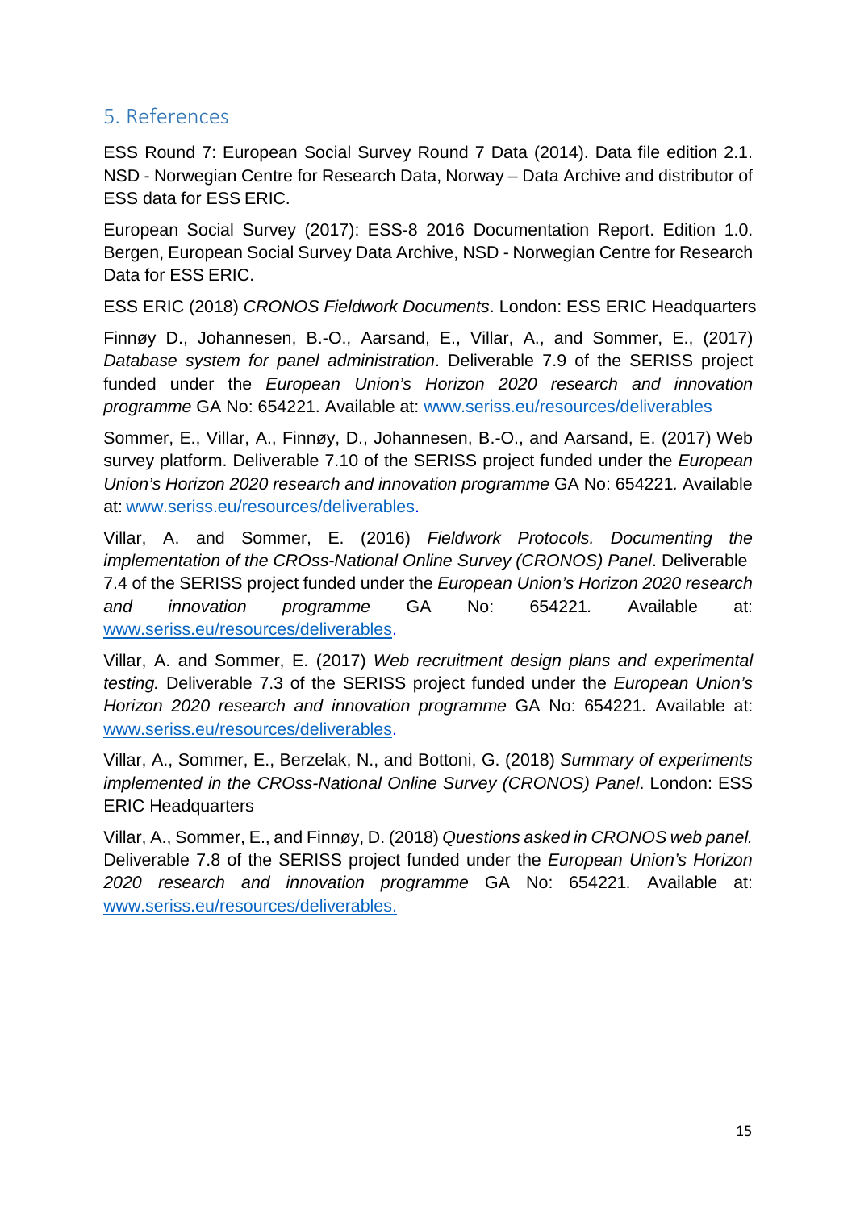## 5. References

ESS Round 7: European Social Survey Round 7 Data (2014). Data file edition 2.1. NSD - Norwegian Centre for Research Data, Norway – Data Archive and distributor of ESS data for ESS ERIC.

European Social Survey (2017): ESS-8 2016 Documentation Report. Edition 1.0. Bergen, European Social Survey Data Archive, NSD - Norwegian Centre for Research Data for ESS ERIC.

ESS ERIC (2018) *CRONOS Fieldwork Documents*. London: ESS ERIC Headquarters

Finnøy D., Johannesen, B.-O., Aarsand, E., Villar, A., and Sommer, E., (2017) *Database system for panel administration*. Deliverable 7.9 of the SERISS project funded under the *European Union's Horizon 2020 research and innovation programme* GA No: 654221. Available at: www.seriss.eu/resources/deliverables

Sommer, E., Villar, A., Finnøy, D., Johannesen, B.-O., and Aarsand, E. (2017) Web survey platform. Deliverable 7.10 of the SERISS project funded under the *European Union's Horizon 2020 research and innovation programme* GA No: 654221*.* Available at: www.seriss.eu/resources/deliverables.

Villar, A. and Sommer, E. (2016) *Fieldwork Protocols. Documenting the implementation of the CROss-National Online Survey (CRONOS) Panel*. Deliverable 7.4 of the SERISS project funded under the *European Union's Horizon 2020 research and innovation programme* GA No: 654221*.* Available at: www.seriss.eu/resources/deliverables.

Villar, A. and Sommer, E. (2017) *Web recruitment design plans and experimental testing.* Deliverable 7.3 of the SERISS project funded under the *European Union's Horizon 2020 research and innovation programme* GA No: 654221*.* Available at: www.seriss.eu/resources/deliverables.

Villar, A., Sommer, E., Berzelak, N., and Bottoni, G. (2018) *Summary of experiments implemented in the CROss-National Online Survey (CRONOS) Panel*. London: ESS ERIC Headquarters

Villar, A., Sommer, E., and Finnøy, D. (2018) *Questions asked in CRONOS web panel.* Deliverable 7.8 of the SERISS project funded under the *European Union's Horizon 2020 research and innovation programme* GA No: 654221*.* Available at: www.seriss.eu/resources/deliverables.